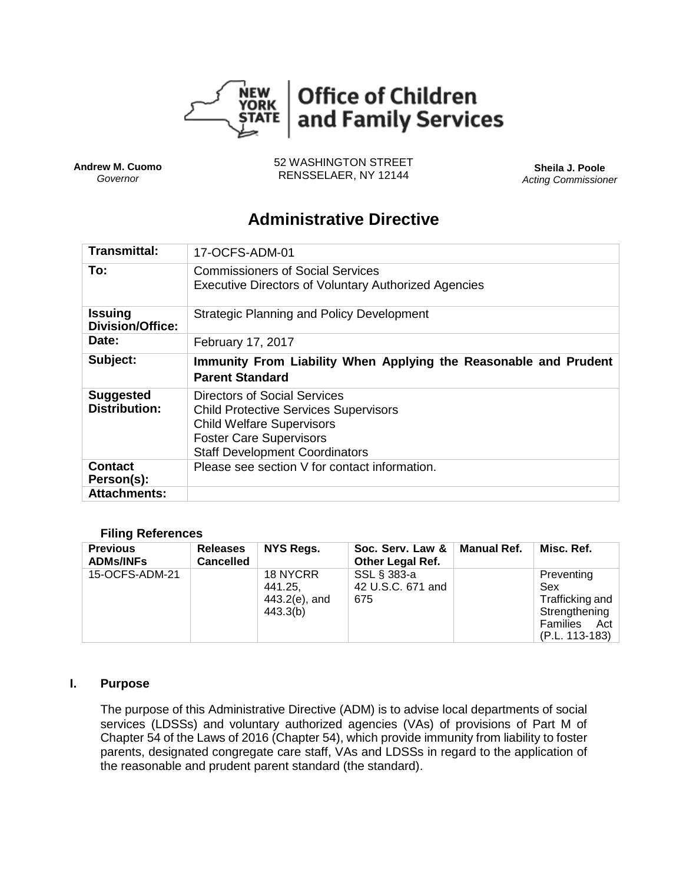**New York State | Office of Children and Family Services**

**Andrew M. Cuomo**
*Governor*

52 WASHINGTON STREET
RENSSELAER, NY 12144

**Sheila J. Poole**
*Acting Commissioner*

# Administrative Directive

| **Transmittal:** | 17-OCFS-ADM-01 |
|---|---|
| **To:** | Commissioners of Social Services<br>Executive Directors of Voluntary Authorized Agencies |
| **Issuing Division/Office:** | Strategic Planning and Policy Development |
| **Date:** | February 17, 2017 |
| **Subject:** | **Immunity From Liability When Applying the Reasonable and Prudent Parent Standard** |
| **Suggested Distribution:** | Directors of Social Services<br>Child Protective Services Supervisors<br>Child Welfare Supervisors<br>Foster Care Supervisors<br>Staff Development Coordinators |
| **Contact Person(s):** | Please see section V for contact information. |
| **Attachments:** | |

**Filing References**

| **Previous ADMs/INFs** | **Releases Cancelled** | **NYS Regs.** | **Soc. Serv. Law & Other Legal Ref.** | **Manual Ref.** | **Misc. Ref.** |
|---|---|---|---|---|---|
| 15-OCFS-ADM-21 | | 18 NYCRR 441.25, 443.2(e), and 443.3(b) | SSL § 383-a<br>42 U.S.C. 671 and 675 | | Preventing Sex Trafficking and Strengthening Families Act (P.L. 113-183) |

## I. Purpose

The purpose of this Administrative Directive (ADM) is to advise local departments of social services (LDSSs) and voluntary authorized agencies (VAs) of provisions of Part M of Chapter 54 of the Laws of 2016 (Chapter 54), which provide immunity from liability to foster parents, designated congregate care staff, VAs and LDSSs in regard to the application of the reasonable and prudent parent standard (the standard).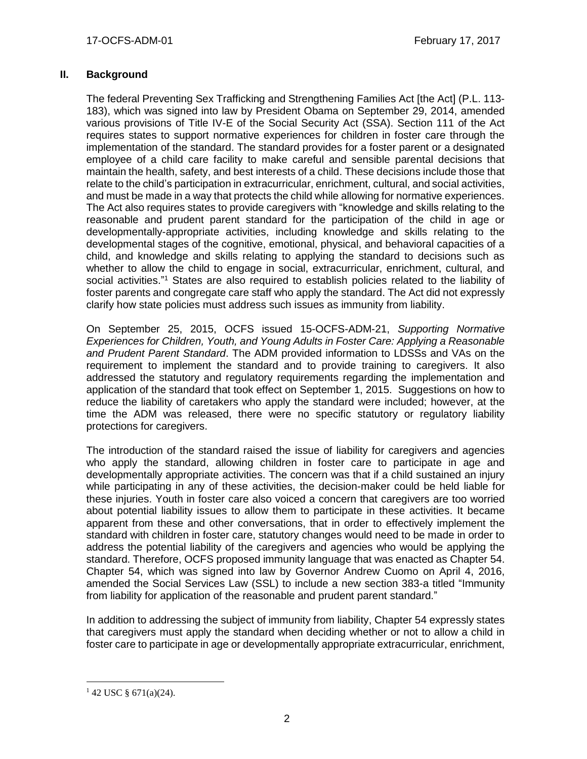## II. Background

The federal Preventing Sex Trafficking and Strengthening Families Act [the Act] (P.L. 113-183), which was signed into law by President Obama on September 29, 2014, amended various provisions of Title IV-E of the Social Security Act (SSA). Section 111 of the Act requires states to support normative experiences for children in foster care through the implementation of the standard. The standard provides for a foster parent or a designated employee of a child care facility to make careful and sensible parental decisions that maintain the health, safety, and best interests of a child. These decisions include those that relate to the child's participation in extracurricular, enrichment, cultural, and social activities, and must be made in a way that protects the child while allowing for normative experiences. The Act also requires states to provide caregivers with "knowledge and skills relating to the reasonable and prudent parent standard for the participation of the child in age or developmentally-appropriate activities, including knowledge and skills relating to the developmental stages of the cognitive, emotional, physical, and behavioral capacities of a child, and knowledge and skills relating to applying the standard to decisions such as whether to allow the child to engage in social, extracurricular, enrichment, cultural, and social activities."[1] States are also required to establish policies related to the liability of foster parents and congregate care staff who apply the standard. The Act did not expressly clarify how state policies must address such issues as immunity from liability.

On September 25, 2015, OCFS issued 15-OCFS-ADM-21, *Supporting Normative Experiences for Children, Youth, and Young Adults in Foster Care: Applying a Reasonable and Prudent Parent Standard*. The ADM provided information to LDSSs and VAs on the requirement to implement the standard and to provide training to caregivers. It also addressed the statutory and regulatory requirements regarding the implementation and application of the standard that took effect on September 1, 2015. Suggestions on how to reduce the liability of caretakers who apply the standard were included; however, at the time the ADM was released, there were no specific statutory or regulatory liability protections for caregivers.

The introduction of the standard raised the issue of liability for caregivers and agencies who apply the standard, allowing children in foster care to participate in age and developmentally appropriate activities. The concern was that if a child sustained an injury while participating in any of these activities, the decision-maker could be held liable for these injuries. Youth in foster care also voiced a concern that caregivers are too worried about potential liability issues to allow them to participate in these activities. It became apparent from these and other conversations, that in order to effectively implement the standard with children in foster care, statutory changes would need to be made in order to address the potential liability of the caregivers and agencies who would be applying the standard. Therefore, OCFS proposed immunity language that was enacted as Chapter 54. Chapter 54, which was signed into law by Governor Andrew Cuomo on April 4, 2016, amended the Social Services Law (SSL) to include a new section 383-a titled "Immunity from liability for application of the reasonable and prudent parent standard."

In addition to addressing the subject of immunity from liability, Chapter 54 expressly states that caregivers must apply the standard when deciding whether or not to allow a child in foster care to participate in age or developmentally appropriate extracurricular, enrichment,

[1] 42 USC § 671(a)(24).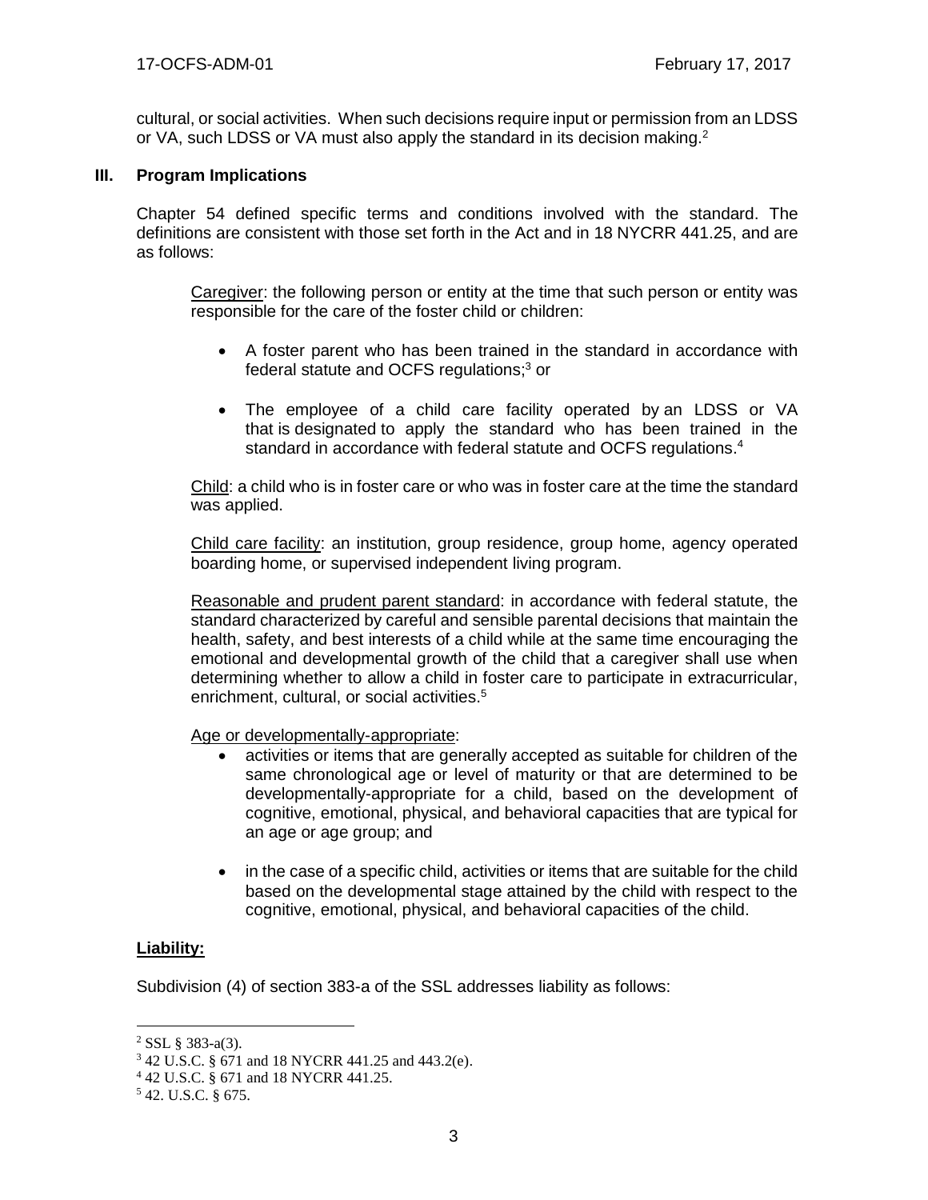cultural, or social activities. When such decisions require input or permission from an LDSS or VA, such LDSS or VA must also apply the standard in its decision making.[2]

## III. Program Implications

Chapter 54 defined specific terms and conditions involved with the standard. The definitions are consistent with those set forth in the Act and in 18 NYCRR 441.25, and are as follows:

Caregiver: the following person or entity at the time that such person or entity was responsible for the care of the foster child or children:

- A foster parent who has been trained in the standard in accordance with federal statute and OCFS regulations;[3] or
- The employee of a child care facility operated by an LDSS or VA that is designated to apply the standard who has been trained in the standard in accordance with federal statute and OCFS regulations.[4]

Child: a child who is in foster care or who was in foster care at the time the standard was applied.

Child care facility: an institution, group residence, group home, agency operated boarding home, or supervised independent living program.

Reasonable and prudent parent standard: in accordance with federal statute, the standard characterized by careful and sensible parental decisions that maintain the health, safety, and best interests of a child while at the same time encouraging the emotional and developmental growth of the child that a caregiver shall use when determining whether to allow a child in foster care to participate in extracurricular, enrichment, cultural, or social activities.[5]

Age or developmentally-appropriate:

- activities or items that are generally accepted as suitable for children of the same chronological age or level of maturity or that are determined to be developmentally-appropriate for a child, based on the development of cognitive, emotional, physical, and behavioral capacities that are typical for an age or age group; and
- in the case of a specific child, activities or items that are suitable for the child based on the developmental stage attained by the child with respect to the cognitive, emotional, physical, and behavioral capacities of the child.

**Liability:**

Subdivision (4) of section 383-a of the SSL addresses liability as follows:

---

[2] SSL § 383-a(3).

[3] 42 U.S.C. § 671 and 18 NYCRR 441.25 and 443.2(e).

[4] 42 U.S.C. § 671 and 18 NYCRR 441.25.

[5] 42. U.S.C. § 675.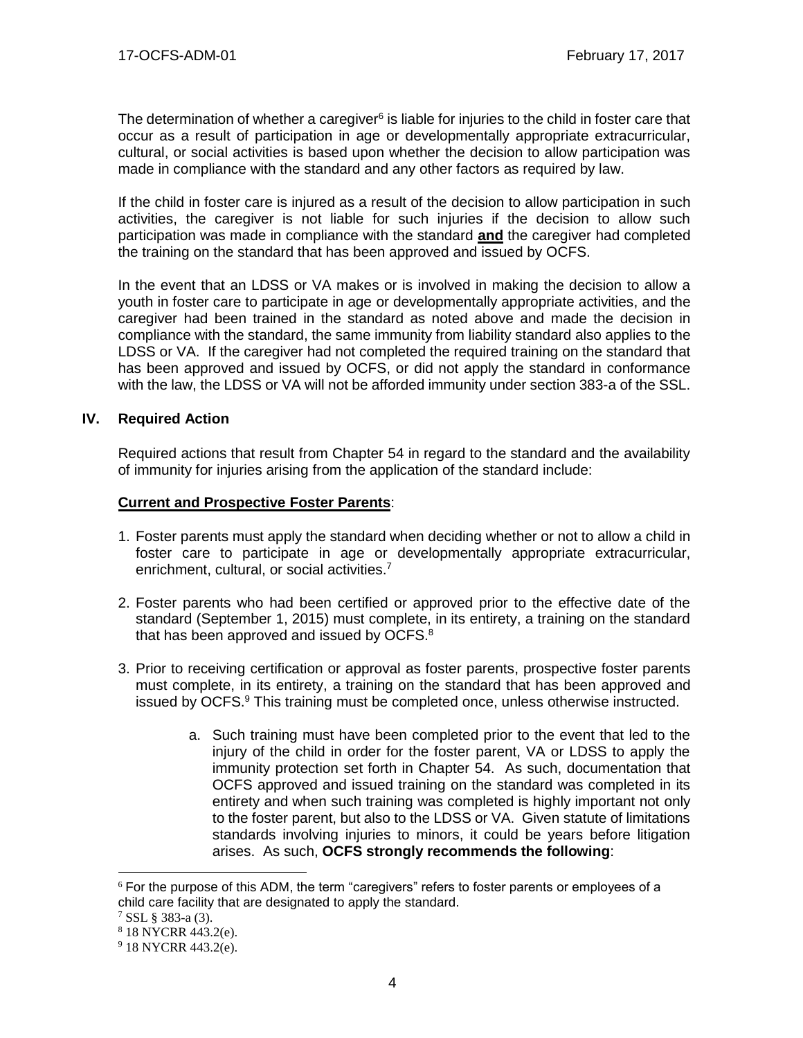The determination of whether a caregiver[6] is liable for injuries to the child in foster care that occur as a result of participation in age or developmentally appropriate extracurricular, cultural, or social activities is based upon whether the decision to allow participation was made in compliance with the standard and any other factors as required by law.

If the child in foster care is injured as a result of the decision to allow participation in such activities, the caregiver is not liable for such injuries if the decision to allow such participation was made in compliance with the standard **and** the caregiver had completed the training on the standard that has been approved and issued by OCFS.

In the event that an LDSS or VA makes or is involved in making the decision to allow a youth in foster care to participate in age or developmentally appropriate activities, and the caregiver had been trained in the standard as noted above and made the decision in compliance with the standard, the same immunity from liability standard also applies to the LDSS or VA. If the caregiver had not completed the required training on the standard that has been approved and issued by OCFS, or did not apply the standard in conformance with the law, the LDSS or VA will not be afforded immunity under section 383-a of the SSL.

## IV. Required Action

Required actions that result from Chapter 54 in regard to the standard and the availability of immunity for injuries arising from the application of the standard include:

**Current and Prospective Foster Parents**:

1. Foster parents must apply the standard when deciding whether or not to allow a child in foster care to participate in age or developmentally appropriate extracurricular, enrichment, cultural, or social activities.[7]

2. Foster parents who had been certified or approved prior to the effective date of the standard (September 1, 2015) must complete, in its entirety, a training on the standard that has been approved and issued by OCFS.[8]

3. Prior to receiving certification or approval as foster parents, prospective foster parents must complete, in its entirety, a training on the standard that has been approved and issued by OCFS.[9] This training must be completed once, unless otherwise instructed.

    a. Such training must have been completed prior to the event that led to the injury of the child in order for the foster parent, VA or LDSS to apply the immunity protection set forth in Chapter 54. As such, documentation that OCFS approved and issued training on the standard was completed in its entirety and when such training was completed is highly important not only to the foster parent, but also to the LDSS or VA. Given statute of limitations standards involving injuries to minors, it could be years before litigation arises. As such, **OCFS strongly recommends the following**:

---

[6] For the purpose of this ADM, the term "caregivers" refers to foster parents or employees of a child care facility that are designated to apply the standard.

[7] SSL § 383-a (3).

[8] 18 NYCRR 443.2(e).

[9] 18 NYCRR 443.2(e).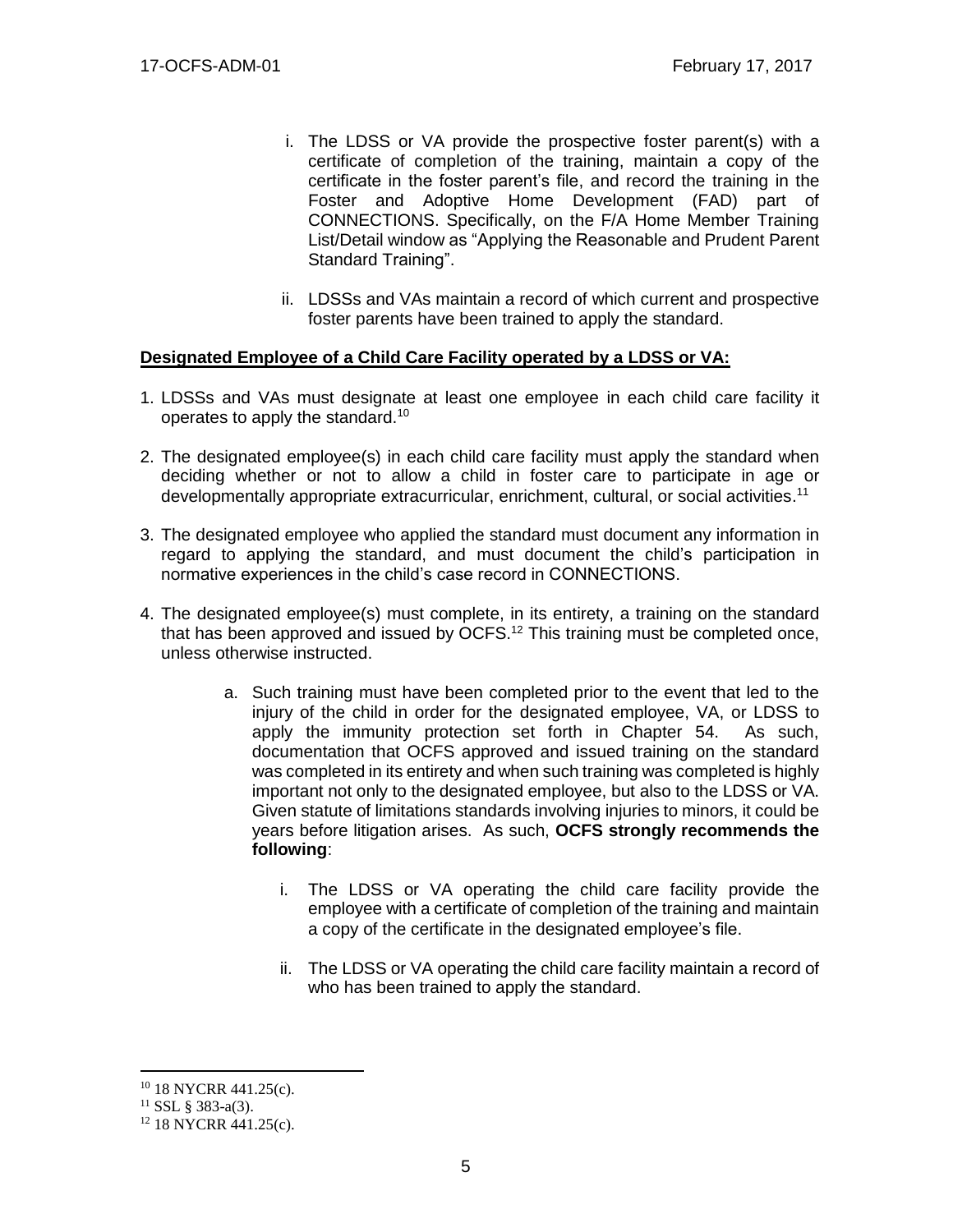i. The LDSS or VA provide the prospective foster parent(s) with a certificate of completion of the training, maintain a copy of the certificate in the foster parent's file, and record the training in the Foster and Adoptive Home Development (FAD) part of CONNECTIONS. Specifically, on the F/A Home Member Training List/Detail window as "Applying the Reasonable and Prudent Parent Standard Training".

ii. LDSSs and VAs maintain a record of which current and prospective foster parents have been trained to apply the standard.

**Designated Employee of a Child Care Facility operated by a LDSS or VA:**

1. LDSSs and VAs must designate at least one employee in each child care facility it operates to apply the standard.[10]

2. The designated employee(s) in each child care facility must apply the standard when deciding whether or not to allow a child in foster care to participate in age or developmentally appropriate extracurricular, enrichment, cultural, or social activities.[11]

3. The designated employee who applied the standard must document any information in regard to applying the standard, and must document the child's participation in normative experiences in the child's case record in CONNECTIONS.

4. The designated employee(s) must complete, in its entirety, a training on the standard that has been approved and issued by OCFS.[12] This training must be completed once, unless otherwise instructed.

   a. Such training must have been completed prior to the event that led to the injury of the child in order for the designated employee, VA, or LDSS to apply the immunity protection set forth in Chapter 54. As such, documentation that OCFS approved and issued training on the standard was completed in its entirety and when such training was completed is highly important not only to the designated employee, but also to the LDSS or VA. Given statute of limitations standards involving injuries to minors, it could be years before litigation arises. As such, **OCFS strongly recommends the following**:

      i. The LDSS or VA operating the child care facility provide the employee with a certificate of completion of the training and maintain a copy of the certificate in the designated employee's file.

      ii. The LDSS or VA operating the child care facility maintain a record of who has been trained to apply the standard.

---

[10] 18 NYCRR 441.25(c).

[11] SSL § 383-a(3).

[12] 18 NYCRR 441.25(c).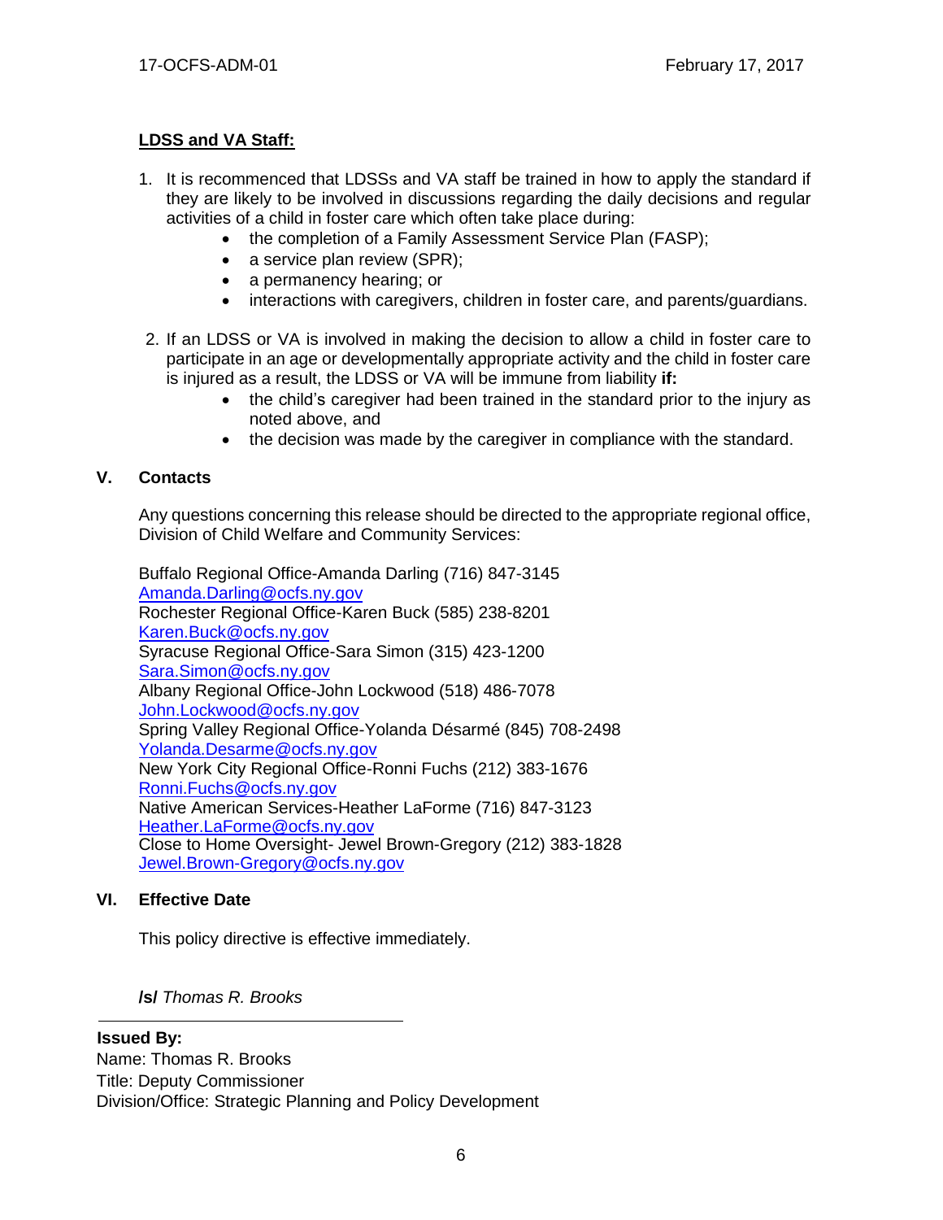**LDSS and VA Staff:**

1. It is recommenced that LDSSs and VA staff be trained in how to apply the standard if they are likely to be involved in discussions regarding the daily decisions and regular activities of a child in foster care which often take place during:
   - the completion of a Family Assessment Service Plan (FASP);
   - a service plan review (SPR);
   - a permanency hearing; or
   - interactions with caregivers, children in foster care, and parents/guardians.

2. If an LDSS or VA is involved in making the decision to allow a child in foster care to participate in an age or developmentally appropriate activity and the child in foster care is injured as a result, the LDSS or VA will be immune from liability **if:**
   - the child's caregiver had been trained in the standard prior to the injury as noted above, and
   - the decision was made by the caregiver in compliance with the standard.

## V. Contacts

Any questions concerning this release should be directed to the appropriate regional office, Division of Child Welfare and Community Services:

Buffalo Regional Office-Amanda Darling (716) 847-3145
Amanda.Darling@ocfs.ny.gov
Rochester Regional Office-Karen Buck (585) 238-8201
Karen.Buck@ocfs.ny.gov
Syracuse Regional Office-Sara Simon (315) 423-1200
Sara.Simon@ocfs.ny.gov
Albany Regional Office-John Lockwood (518) 486-7078
John.Lockwood@ocfs.ny.gov
Spring Valley Regional Office-Yolanda Désarmé (845) 708-2498
Yolanda.Desarme@ocfs.ny.gov
New York City Regional Office-Ronni Fuchs (212) 383-1676
Ronni.Fuchs@ocfs.ny.gov
Native American Services-Heather LaForme (716) 847-3123
Heather.LaForme@ocfs.ny.gov
Close to Home Oversight- Jewel Brown-Gregory (212) 383-1828
Jewel.Brown-Gregory@ocfs.ny.gov

## VI. Effective Date

This policy directive is effective immediately.

***/s/*** *Thomas R. Brooks*

**Issued By:**
Name: Thomas R. Brooks
Title: Deputy Commissioner
Division/Office: Strategic Planning and Policy Development